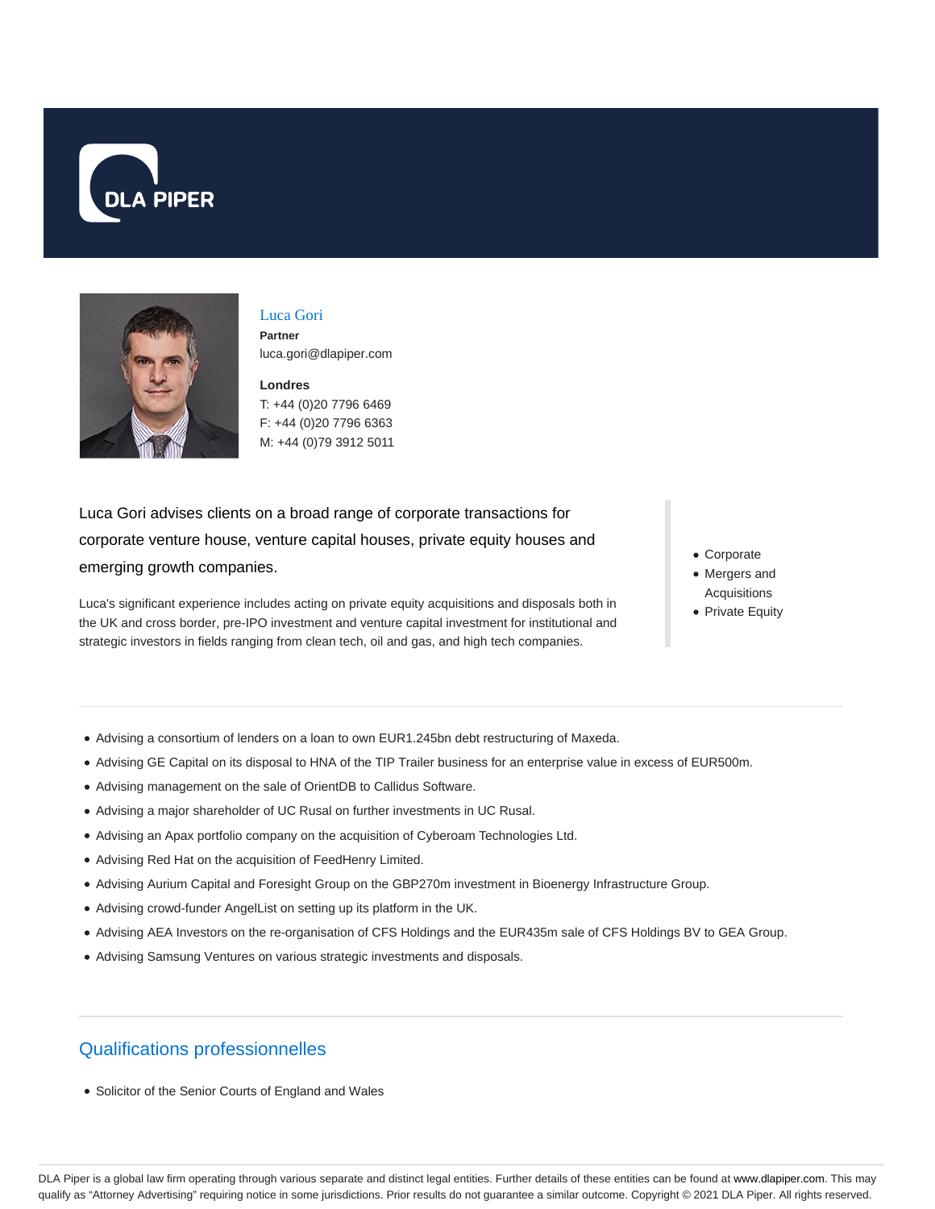DLA PIPER

## Luca Gori

**Partner**
luca.gori@dlapiper.com

**Londres**
T: +44 (0)20 7796 6469
F: +44 (0)20 7796 6363
M: +44 (0)79 3912 5011

Luca Gori advises clients on a broad range of corporate transactions for corporate venture house, venture capital houses, private equity houses and emerging growth companies.

Luca's significant experience includes acting on private equity acquisitions and disposals both in the UK and cross border, pre-IPO investment and venture capital investment for institutional and strategic investors in fields ranging from clean tech, oil and gas, and high tech companies.

- Corporate
- Mergers and Acquisitions
- Private Equity

- Advising a consortium of lenders on a loan to own EUR1.245bn debt restructuring of Maxeda.
- Advising GE Capital on its disposal to HNA of the TIP Trailer business for an enterprise value in excess of EUR500m.
- Advising management on the sale of OrientDB to Callidus Software.
- Advising a major shareholder of UC Rusal on further investments in UC Rusal.
- Advising an Apax portfolio company on the acquisition of Cyberoam Technologies Ltd.
- Advising Red Hat on the acquisition of FeedHenry Limited.
- Advising Aurium Capital and Foresight Group on the GBP270m investment in Bioenergy Infrastructure Group.
- Advising crowd-funder AngelList on setting up its platform in the UK.
- Advising AEA Investors on the re-organisation of CFS Holdings and the EUR435m sale of CFS Holdings BV to GEA Group.
- Advising Samsung Ventures on various strategic investments and disposals.

## Qualifications professionnelles

- Solicitor of the Senior Courts of England and Wales

DLA Piper is a global law firm operating through various separate and distinct legal entities. Further details of these entities can be found at www.dlapiper.com. This may qualify as “Attorney Advertising” requiring notice in some jurisdictions. Prior results do not guarantee a similar outcome. Copyright © 2021 DLA Piper. All rights reserved.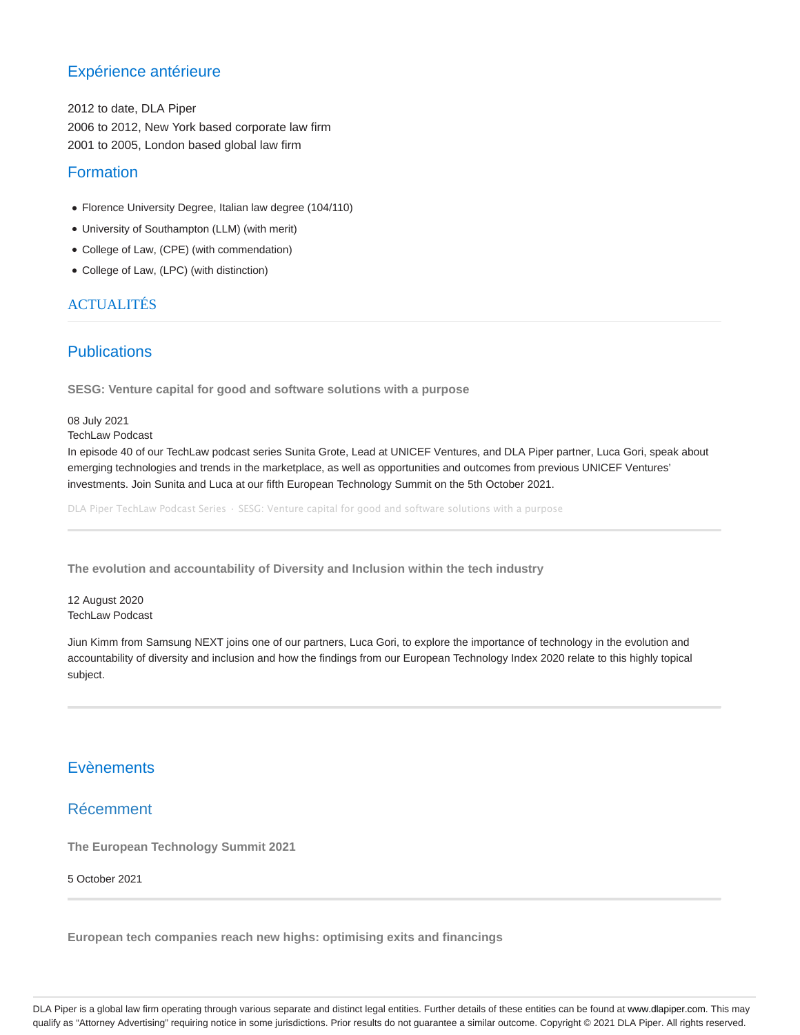## Expérience antérieure

2012 to date, DLA Piper
2006 to 2012, New York based corporate law firm
2001 to 2005, London based global law firm

## Formation

- Florence University Degree, Italian law degree (104/110)
- University of Southampton (LLM) (with merit)
- College of Law, (CPE) (with commendation)
- College of Law, (LPC) (with distinction)

## ACTUALITÉS

## Publications

**SESG: Venture capital for good and software solutions with a purpose**

08 July 2021
TechLaw Podcast
In episode 40 of our TechLaw podcast series Sunita Grote, Lead at UNICEF Ventures, and DLA Piper partner, Luca Gori, speak about emerging technologies and trends in the marketplace, as well as opportunities and outcomes from previous UNICEF Ventures' investments. Join Sunita and Luca at our fifth European Technology Summit on the 5th October 2021.

DLA Piper TechLaw Podcast Series · SESG: Venture capital for good and software solutions with a purpose

**The evolution and accountability of Diversity and Inclusion within the tech industry**

12 August 2020
TechLaw Podcast

Jiun Kimm from Samsung NEXT joins one of our partners, Luca Gori, to explore the importance of technology in the evolution and accountability of diversity and inclusion and how the findings from our European Technology Index 2020 relate to this highly topical subject.

## Evènements

## Récemment

**The European Technology Summit 2021**

5 October 2021

**European tech companies reach new highs: optimising exits and financings**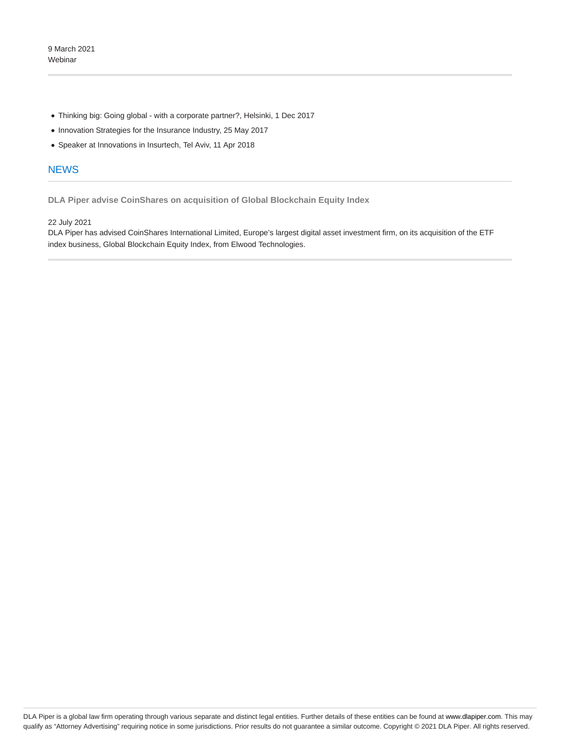9 March 2021
Webinar

- Thinking big: Going global - with a corporate partner?, Helsinki, 1 Dec 2017
- Innovation Strategies for the Insurance Industry, 25 May 2017
- Speaker at Innovations in Insurtech, Tel Aviv, 11 Apr 2018

## NEWS

**DLA Piper advise CoinShares on acquisition of Global Blockchain Equity Index**

22 July 2021
DLA Piper has advised CoinShares International Limited, Europe's largest digital asset investment firm, on its acquisition of the ETF index business, Global Blockchain Equity Index, from Elwood Technologies.

DLA Piper is a global law firm operating through various separate and distinct legal entities. Further details of these entities can be found at www.dlapiper.com. This may qualify as "Attorney Advertising" requiring notice in some jurisdictions. Prior results do not guarantee a similar outcome. Copyright © 2021 DLA Piper. All rights reserved.